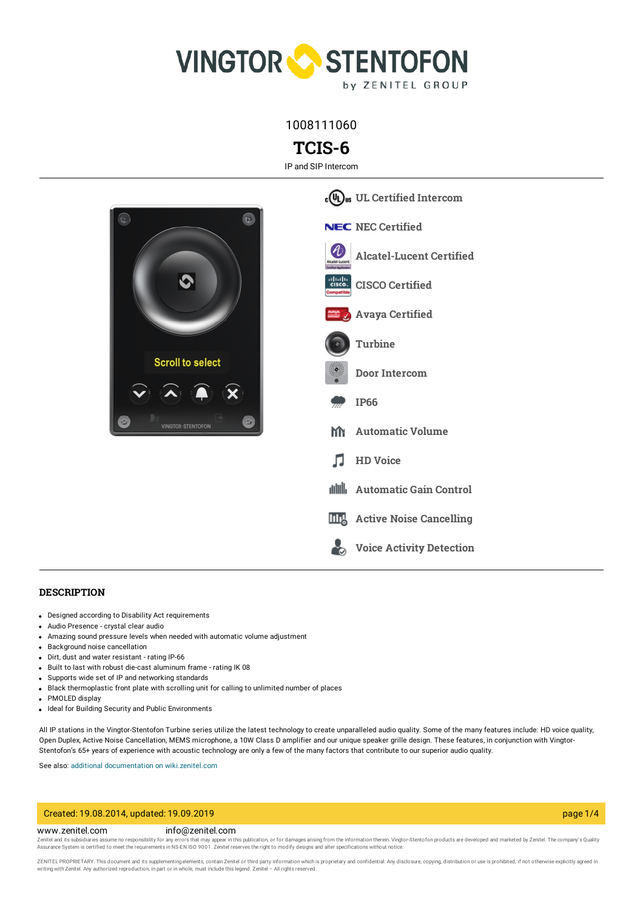1008111060

# TCIS-6

IP and SIP Intercom

- UL Certified Intercom
- NEC Certified
- Alcatel-Lucent Certified
- CISCO Certified
- Avaya Certified
- Turbine
- Door Intercom
- IP66
- Automatic Volume
- HD Voice
- Automatic Gain Control
- Active Noise Cancelling
- Voice Activity Detection

## DESCRIPTION

- Designed according to Disability Act requirements
- Audio Presence - crystal clear audio
- Amazing sound pressure levels when needed with automatic volume adjustment
- Background noise cancellation
- Dirt, dust and water resistant - rating IP-66
- Built to last with robust die-cast aluminum frame - rating IK 08
- Supports wide set of IP and networking standards
- Black thermoplastic front plate with scrolling unit for calling to unlimited number of places
- PMOLED display
- Ideal for Building Security and Public Environments

All IP stations in the Vingtor-Stentofon Turbine series utilize the latest technology to create unparalleled audio quality. Some of the many features include: HD voice quality, Open Duplex, Active Noise Cancellation, MEMS microphone, a 10W Class D amplifier and our unique speaker grille design. These features, in conjunction with Vingtor-Stentofon's 65+ years of experience with acoustic technology are only a few of the many factors that contribute to our superior audio quality.

See also: additional documentation on wiki.zenitel.com

Created: 19.08.2014, updated: 19.09.2019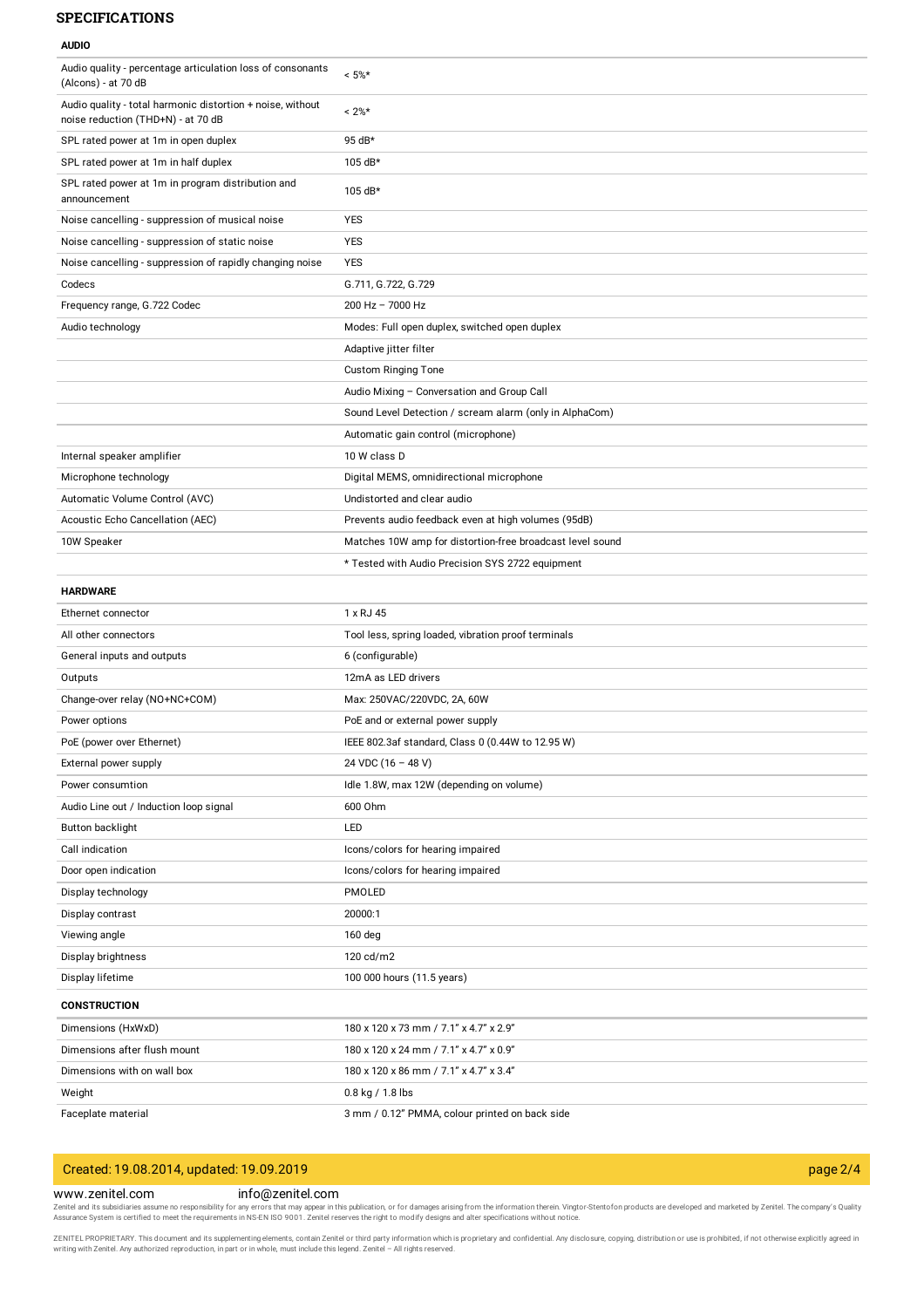## SPECIFICATIONS

### AUDIO

| | |
|---|---|
| Audio quality - percentage articulation loss of consonants (Alcons) - at 70 dB | < 5%* |
| Audio quality - total harmonic distortion + noise, without noise reduction (THD+N) - at 70 dB | < 2%* |
| SPL rated power at 1m in open duplex | 95 dB* |
| SPL rated power at 1m in half duplex | 105 dB* |
| SPL rated power at 1m in program distribution and announcement | 105 dB* |
| Noise cancelling - suppression of musical noise | YES |
| Noise cancelling - suppression of static noise | YES |
| Noise cancelling - suppression of rapidly changing noise | YES |
| Codecs | G.711, G.722, G.729 |
| Frequency range, G.722 Codec | 200 Hz – 7000 Hz |
| Audio technology | Modes: Full open duplex, switched open duplex |
| | Adaptive jitter filter |
| | Custom Ringing Tone |
| | Audio Mixing – Conversation and Group Call |
| | Sound Level Detection / scream alarm (only in AlphaCom) |
| | Automatic gain control (microphone) |
| Internal speaker amplifier | 10 W class D |
| Microphone technology | Digital MEMS, omnidirectional microphone |
| Automatic Volume Control (AVC) | Undistorted and clear audio |
| Acoustic Echo Cancellation (AEC) | Prevents audio feedback even at high volumes (95dB) |
| 10W Speaker | Matches 10W amp for distortion-free broadcast level sound |
| | * Tested with Audio Precision SYS 2722 equipment |

### HARDWARE

| | |
|---|---|
| Ethernet connector | 1 x RJ 45 |
| All other connectors | Tool less, spring loaded, vibration proof terminals |
| General inputs and outputs | 6 (configurable) |
| Outputs | 12mA as LED drivers |
| Change-over relay (NO+NC+COM) | Max: 250VAC/220VDC, 2A, 60W |
| Power options | PoE and or external power supply |
| PoE (power over Ethernet) | IEEE 802.3af standard, Class 0 (0.44W to 12.95 W) |
| External power supply | 24 VDC (16 – 48 V) |
| Power consumtion | Idle 1.8W, max 12W (depending on volume) |
| Audio Line out / Induction loop signal | 600 Ohm |
| Button backlight | LED |
| Call indication | Icons/colors for hearing impaired |
| Door open indication | Icons/colors for hearing impaired |
| Display technology | PMOLED |
| Display contrast | 20000:1 |
| Viewing angle | 160 deg |
| Display brightness | 120 cd/m2 |
| Display lifetime | 100 000 hours (11.5 years) |

### CONSTRUCTION

| | |
|---|---|
| Dimensions (HxWxD) | 180 x 120 x 73 mm / 7.1" x 4.7" x 2.9" |
| Dimensions after flush mount | 180 x 120 x 24 mm / 7.1" x 4.7" x 0.9" |
| Dimensions with on wall box | 180 x 120 x 86 mm / 7.1" x 4.7" x 3.4" |
| Weight | 0.8 kg / 1.8 lbs |
| Faceplate material | 3 mm / 0.12" PMMA, colour printed on back side |

Created: 19.08.2014, updated: 19.09.2019

www.zenitel.com info@zenitel.com

Zenitel and its subsidiaries assume no responsibility for any errors that may appear in this publication, or for damages arising from the information therein. Vingtor-Stentofon products are developed and marketed by Zenitel. The company's Quality Assurance System is certified to meet the requirements in NS-EN ISO 9001. Zenitel reserves the right to modify designs and alter specifications without notice.

ZENITEL PROPRIETARY. This document and its supplementing elements, contain Zenitel or third party information which is proprietary and confidential. Any disclosure, copying, distribution or use is prohibited, if not otherwise explicitly agreed in writing with Zenitel. Any authorized reproduction, in part or in whole, must include this legend. Zenitel – All rights reserved.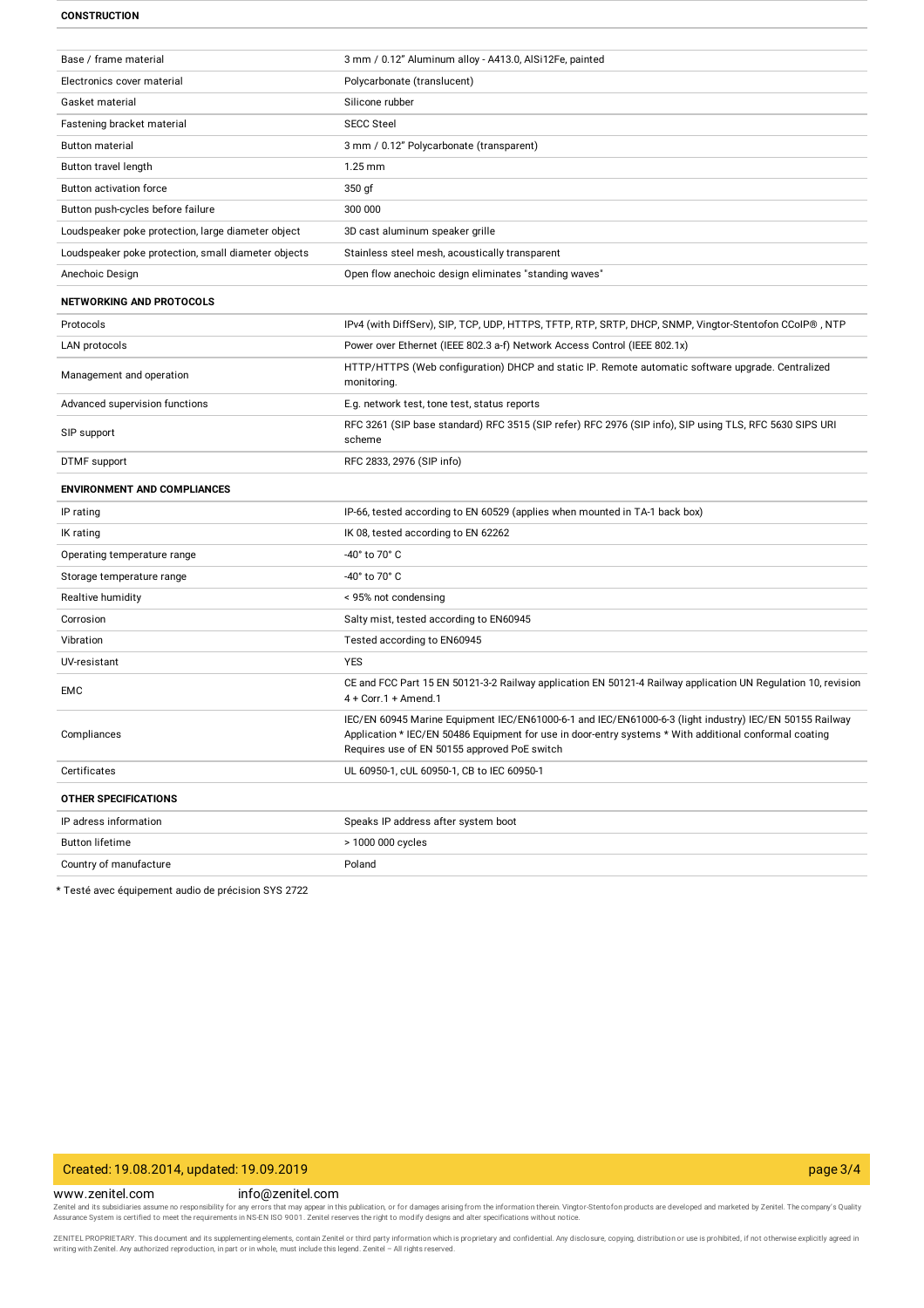**CONSTRUCTION**

| | |
|---|---|
| Base / frame material | 3 mm / 0.12" Aluminum alloy - A413.0, AlSi12Fe, painted |
| Electronics cover material | Polycarbonate (translucent) |
| Gasket material | Silicone rubber |
| Fastening bracket material | SECC Steel |
| Button material | 3 mm / 0.12" Polycarbonate (transparent) |
| Button travel length | 1.25 mm |
| Button activation force | 350 gf |
| Button push-cycles before failure | 300 000 |
| Loudspeaker poke protection, large diameter object | 3D cast aluminum speaker grille |
| Loudspeaker poke protection, small diameter objects | Stainless steel mesh, acoustically transparent |
| Anechoic Design | Open flow anechoic design eliminates "standing waves" |

**NETWORKING AND PROTOCOLS**

| | |
|---|---|
| Protocols | IPv4 (with DiffServ), SIP, TCP, UDP, HTTPS, TFTP, RTP, SRTP, DHCP, SNMP, Vingtor-Stentofon CCoIP® , NTP |
| LAN protocols | Power over Ethernet (IEEE 802.3 a-f) Network Access Control (IEEE 802.1x) |
| Management and operation | HTTP/HTTPS (Web configuration) DHCP and static IP. Remote automatic software upgrade. Centralized monitoring. |
| Advanced supervision functions | E.g. network test, tone test, status reports |
| SIP support | RFC 3261 (SIP base standard) RFC 3515 (SIP refer) RFC 2976 (SIP info), SIP using TLS, RFC 5630 SIPS URI scheme |
| DTMF support | RFC 2833, 2976 (SIP info) |

**ENVIRONMENT AND COMPLIANCES**

| | |
|---|---|
| IP rating | IP-66, tested according to EN 60529 (applies when mounted in TA-1 back box) |
| IK rating | IK 08, tested according to EN 62262 |
| Operating temperature range | -40° to 70° C |
| Storage temperature range | -40° to 70° C |
| Realtive humidity | < 95% not condensing |
| Corrosion | Salty mist, tested according to EN60945 |
| Vibration | Tested according to EN60945 |
| UV-resistant | YES |
| EMC | CE and FCC Part 15 EN 50121-3-2 Railway application EN 50121-4 Railway application UN Regulation 10, revision 4 + Corr.1 + Amend.1 |
| Compliances | IEC/EN 60945 Marine Equipment IEC/EN61000-6-1 and IEC/EN61000-6-3 (light industry) IEC/EN 50155 Railway Application * IEC/EN 50486 Equipment for use in door-entry systems * With additional conformal coating Requires use of EN 50155 approved PoE switch |
| Certificates | UL 60950-1, cUL 60950-1, CB to IEC 60950-1 |

**OTHER SPECIFICATIONS**

| | |
|---|---|
| IP adress information | Speaks IP address after system boot |
| Button lifetime | > 1000 000 cycles |
| Country of manufacture | Poland |

* Testé avec équipement audio de précision SYS 2722

Created: 19.08.2014, updated: 19.09.2019

www.zenitel.com info@zenitel.com

Zenitel and its subsidiaries assume no responsibility for any errors that may appear in this publication, or for damages arising from the information therein. Vingtor-Stentofon products are developed and marketed by Zenitel. The company's Quality Assurance System is certified to meet the requirements in NS-EN ISO 9001. Zenitel reserves the right to modify designs and alter specifications without notice.

ZENITEL PROPRIETARY. This document and its supplementing elements, contain Zenitel or third party information which is proprietary and confidential. Any disclosure, copying, distribution or use is prohibited, if not otherwise explicitly agreed in writing with Zenitel. Any authorized reproduction, in part or in whole, must include this legend. Zenitel – All rights reserved.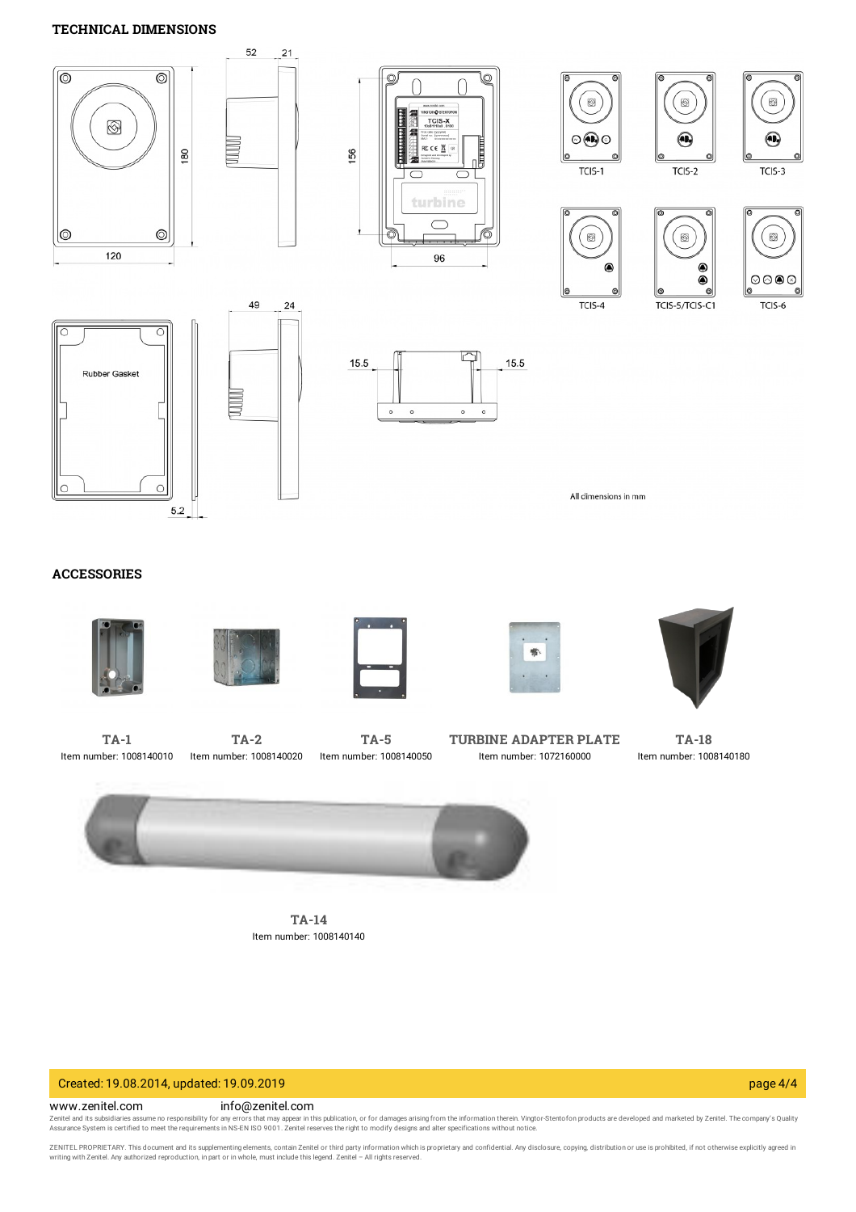## TECHNICAL DIMENSIONS

52
21
180
120
156
96
TCIS-1
TCIS-2
TCIS-3
TCIS-4
TCIS-5/TCIS-C1
TCIS-6
49
24
Rubber Gasket
5.2
15.5
15.5

All dimensions in mm

## ACCESSORIES

**TA-1**
Item number: 1008140010

**TA-2**
Item number: 1008140020

**TA-5**
Item number: 1008140050

**TURBINE ADAPTER PLATE**
Item number: 1072160000

**TA-18**
Item number: 1008140180

**TA-14**
Item number: 1008140140

Created: 19.08.2014, updated: 19.09.2019

www.zenitel.com info@zenitel.com

Zenitel and its subsidiaries assume no responsibility for any errors that may appear in this publication, or for damages arising from the information therein. Vingtor-Stentofon products are developed and marketed by Zenitel. The company's Quality Assurance System is certified to meet the requirements in NS-EN ISO 9001. Zenitel reserves the right to modify designs and alter specifications without notice.

ZENITEL PROPRIETARY. This document and its supplementing elements, contain Zenitel or third party information which is proprietary and confidential. Any disclosure, copying, distribution or use is prohibited, if not otherwise explicitly agreed in writing with Zenitel. Any authorized reproduction, in part or in whole, must include this legend. Zenitel – All rights reserved.